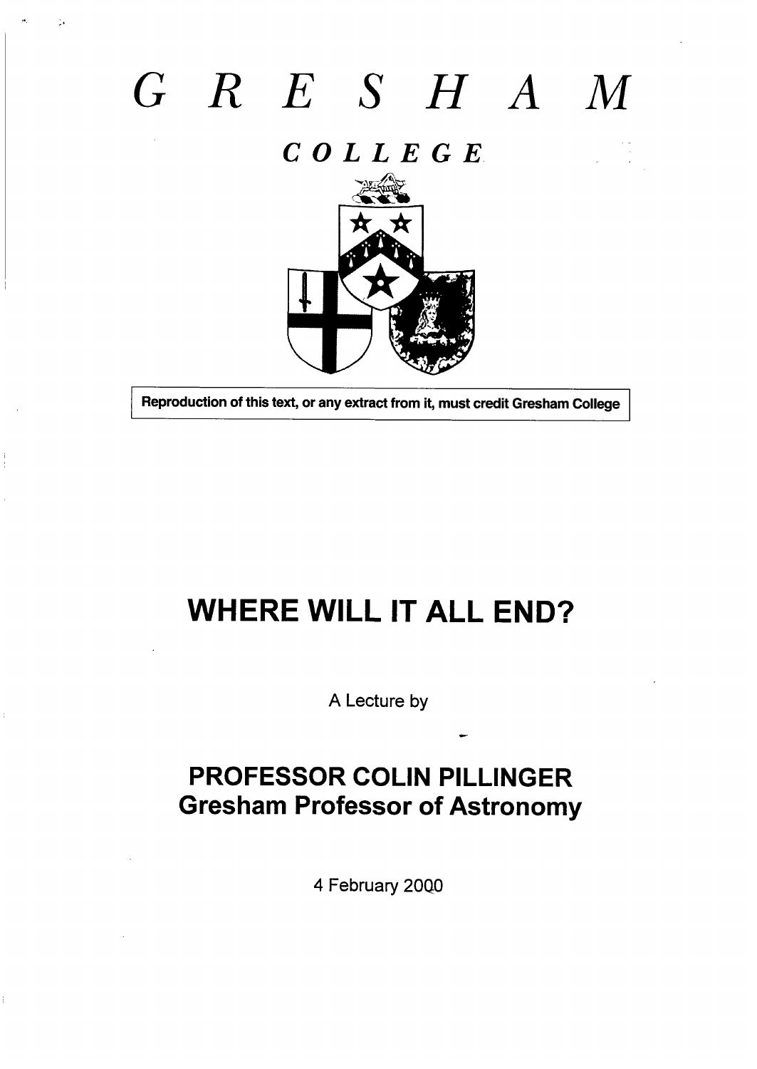# GRESHAM

## COLLEGE

Reproduction of this text, or any extract from it, must credit Gresham College

# WHERE WILL IT ALL END?

A Lecture by

## PROFESSOR COLIN PILLINGER
## Gresham Professor of Astronomy

4 February 2000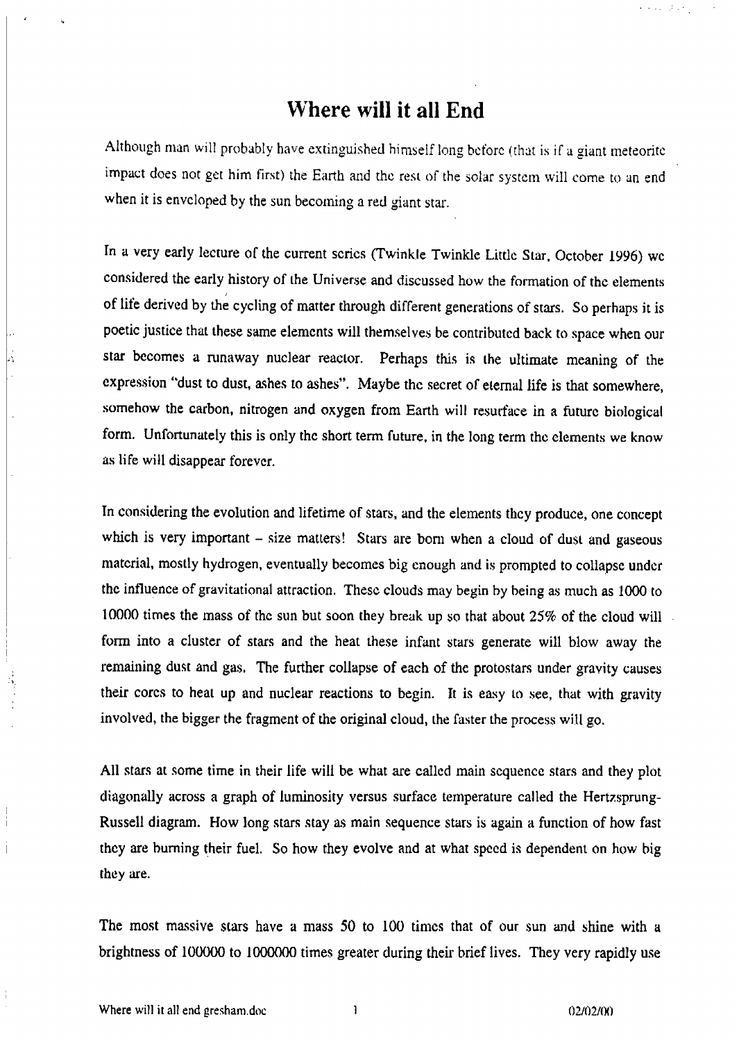# Where will it all End

Although man will probably have extinguished himself long before (that is if a giant meteorite impact does not get him first) the Earth and the rest of the solar system will come to an end when it is enveloped by the sun becoming a red giant star.

In a very early lecture of the current series (Twinkle Twinkle Little Star, October 1996) we considered the early history of the Universe and discussed how the formation of the elements of life derived by the cycling of matter through different generations of stars. So perhaps it is poetic justice that these same elements will themselves be contributed back to space when our star becomes a runaway nuclear reactor. Perhaps this is the ultimate meaning of the expression "dust to dust, ashes to ashes". Maybe the secret of eternal life is that somewhere, somehow the carbon, nitrogen and oxygen from Earth will resurface in a future biological form. Unfortunately this is only the short term future, in the long term the elements we know as life will disappear forever.

In considering the evolution and lifetime of stars, and the elements they produce, one concept which is very important – size matters! Stars are born when a cloud of dust and gaseous material, mostly hydrogen, eventually becomes big enough and is prompted to collapse under the influence of gravitational attraction. These clouds may begin by being as much as 1000 to 10000 times the mass of the sun but soon they break up so that about 25% of the cloud will form into a cluster of stars and the heat these infant stars generate will blow away the remaining dust and gas. The further collapse of each of the protostars under gravity causes their cores to heat up and nuclear reactions to begin. It is easy to see, that with gravity involved, the bigger the fragment of the original cloud, the faster the process will go.

All stars at some time in their life will be what are called main sequence stars and they plot diagonally across a graph of luminosity versus surface temperature called the Hertzsprung-Russell diagram. How long stars stay as main sequence stars is again a function of how fast they are burning their fuel. So how they evolve and at what speed is dependent on how big they are.

The most massive stars have a mass 50 to 100 times that of our sun and shine with a brightness of 100000 to 1000000 times greater during their brief lives. They very rapidly use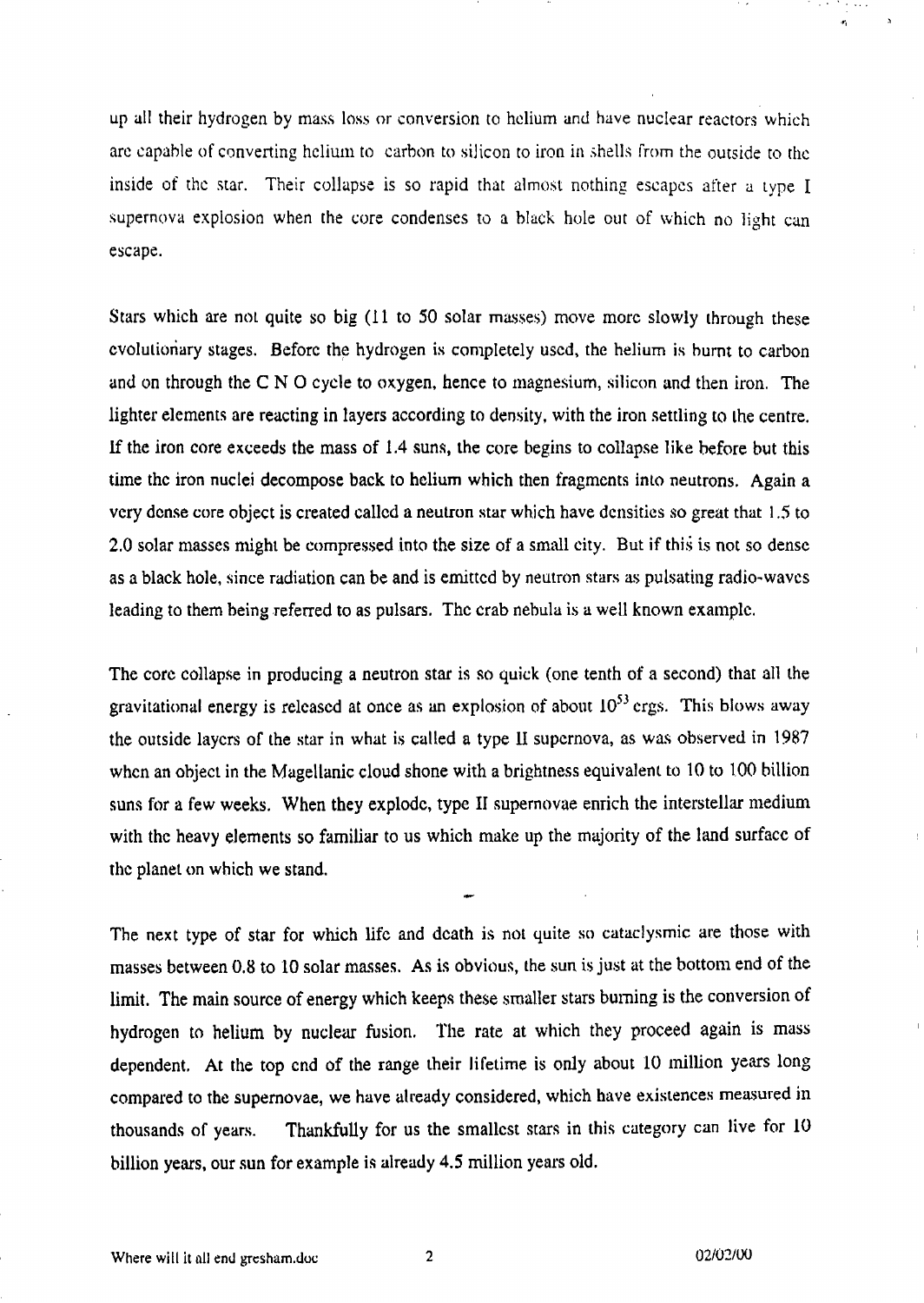up all their hydrogen by mass loss or conversion to helium and have nuclear reactors which are capable of converting helium to carbon to silicon to iron in shells from the outside to the inside of the star. Their collapse is so rapid that almost nothing escapes after a type I supernova explosion when the core condenses to a black hole out of which no light can escape.

Stars which are not quite so big (11 to 50 solar masses) move more slowly through these evolutionary stages. Before the hydrogen is completely used, the helium is burnt to carbon and on through the C N O cycle to oxygen, hence to magnesium, silicon and then iron. The lighter elements are reacting in layers according to density, with the iron settling to the centre. If the iron core exceeds the mass of 1.4 suns, the core begins to collapse like before but this time the iron nuclei decompose back to helium which then fragments into neutrons. Again a very dense core object is created called a neutron star which have densities so great that 1.5 to 2.0 solar masses might be compressed into the size of a small city. But if this is not so dense as a black hole, since radiation can be and is emitted by neutron stars as pulsating radio-waves leading to them being referred to as pulsars. The crab nebula is a well known example.

The core collapse in producing a neutron star is so quick (one tenth of a second) that all the gravitational energy is released at once as an explosion of about $10^{53}$ ergs. This blows away the outside layers of the star in what is called a type II supernova, as was observed in 1987 when an object in the Magellanic cloud shone with a brightness equivalent to 10 to 100 billion suns for a few weeks. When they explode, type II supernovae enrich the interstellar medium with the heavy elements so familiar to us which make up the majority of the land surface of the planet on which we stand.

The next type of star for which life and death is not quite so cataclysmic are those with masses between 0.8 to 10 solar masses. As is obvious, the sun is just at the bottom end of the limit. The main source of energy which keeps these smaller stars burning is the conversion of hydrogen to helium by nuclear fusion. The rate at which they proceed again is mass dependent. At the top end of the range their lifetime is only about 10 million years long compared to the supernovae, we have already considered, which have existences measured in thousands of years. Thankfully for us the smallest stars in this category can live for 10 billion years, our sun for example is already 4.5 million years old.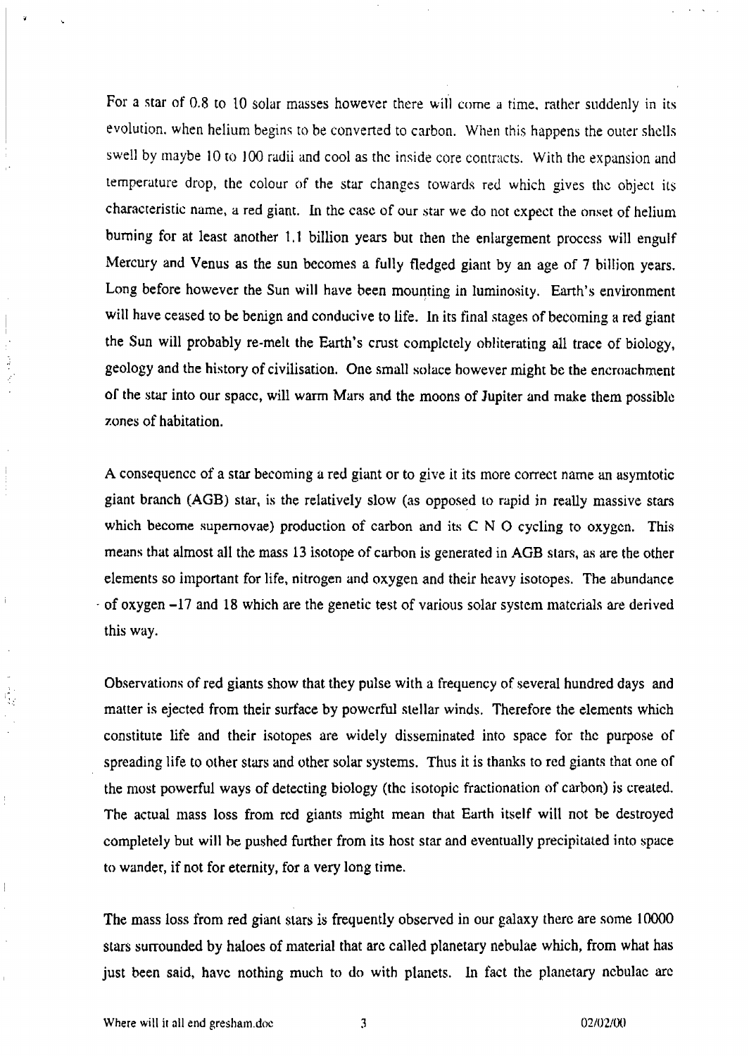For a star of 0.8 to 10 solar masses however there will come a time, rather suddenly in its evolution, when helium begins to be converted to carbon. When this happens the outer shells swell by maybe 10 to 100 radii and cool as the inside core contracts. With the expansion and temperature drop, the colour of the star changes towards red which gives the object its characteristic name, a red giant. In the case of our star we do not expect the onset of helium burning for at least another 1.1 billion years but then the enlargement process will engulf Mercury and Venus as the sun becomes a fully fledged giant by an age of 7 billion years. Long before however the Sun will have been mounting in luminosity. Earth's environment will have ceased to be benign and conducive to life. In its final stages of becoming a red giant the Sun will probably re-melt the Earth's crust completely obliterating all trace of biology, geology and the history of civilisation. One small solace however might be the encroachment of the star into our space, will warm Mars and the moons of Jupiter and make them possible zones of habitation.

A consequence of a star becoming a red giant or to give it its more correct name an asymtotic giant branch (AGB) star, is the relatively slow (as opposed to rapid in really massive stars which become supernovae) production of carbon and its C N O cycling to oxygen. This means that almost all the mass 13 isotope of carbon is generated in AGB stars, as are the other elements so important for life, nitrogen and oxygen and their heavy isotopes. The abundance of oxygen –17 and 18 which are the genetic test of various solar system materials are derived this way.

Observations of red giants show that they pulse with a frequency of several hundred days and matter is ejected from their surface by powerful stellar winds. Therefore the elements which constitute life and their isotopes are widely disseminated into space for the purpose of spreading life to other stars and other solar systems. Thus it is thanks to red giants that one of the most powerful ways of detecting biology (the isotopic fractionation of carbon) is created. The actual mass loss from red giants might mean that Earth itself will not be destroyed completely but will be pushed further from its host star and eventually precipitated into space to wander, if not for eternity, for a very long time.

The mass loss from red giant stars is frequently observed in our galaxy there are some 10000 stars surrounded by haloes of material that are called planetary nebulae which, from what has just been said, have nothing much to do with planets. In fact the planetary nebulae are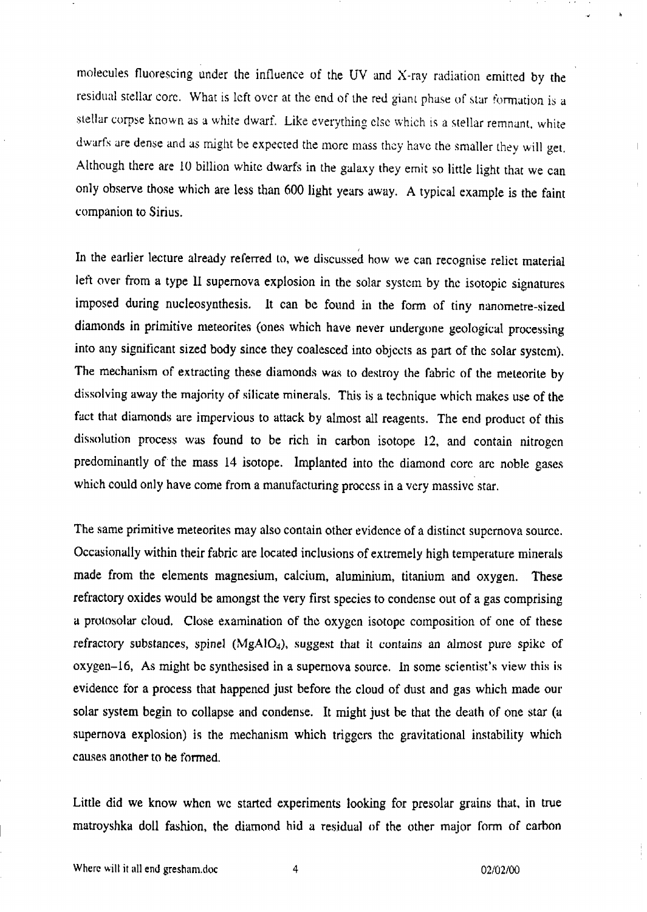molecules fluorescing under the influence of the UV and X-ray radiation emitted by the residual stellar core. What is left over at the end of the red giant phase of star formation is a stellar corpse known as a white dwarf. Like everything else which is a stellar remnant, white dwarfs are dense and as might be expected the more mass they have the smaller they will get. Although there are 10 billion white dwarfs in the galaxy they emit so little light that we can only observe those which are less than 600 light years away. A typical example is the faint companion to Sirius.

In the earlier lecture already referred to, we discussed how we can recognise relict material left over from a type II supernova explosion in the solar system by the isotopic signatures imposed during nucleosynthesis. It can be found in the form of tiny nanometre-sized diamonds in primitive meteorites (ones which have never undergone geological processing into any significant sized body since they coalesced into objects as part of the solar system). The mechanism of extracting these diamonds was to destroy the fabric of the meteorite by dissolving away the majority of silicate minerals. This is a technique which makes use of the fact that diamonds are impervious to attack by almost all reagents. The end product of this dissolution process was found to be rich in carbon isotope 12, and contain nitrogen predominantly of the mass 14 isotope. Implanted into the diamond core are noble gases which could only have come from a manufacturing process in a very massive star.

The same primitive meteorites may also contain other evidence of a distinct supernova source. Occasionally within their fabric are located inclusions of extremely high temperature minerals made from the elements magnesium, calcium, aluminium, titanium and oxygen. These refractory oxides would be amongst the very first species to condense out of a gas comprising a protosolar cloud. Close examination of the oxygen isotope composition of one of these refractory substances, spinel ($MgAlO_4$), suggest that it contains an almost pure spike of oxygen–16, As might be synthesised in a supernova source. In some scientist's view this is evidence for a process that happened just before the cloud of dust and gas which made our solar system begin to collapse and condense. It might just be that the death of one star (a supernova explosion) is the mechanism which triggers the gravitational instability which causes another to be formed.

Little did we know when we started experiments looking for presolar grains that, in true matroyshka doll fashion, the diamond hid a residual of the other major form of carbon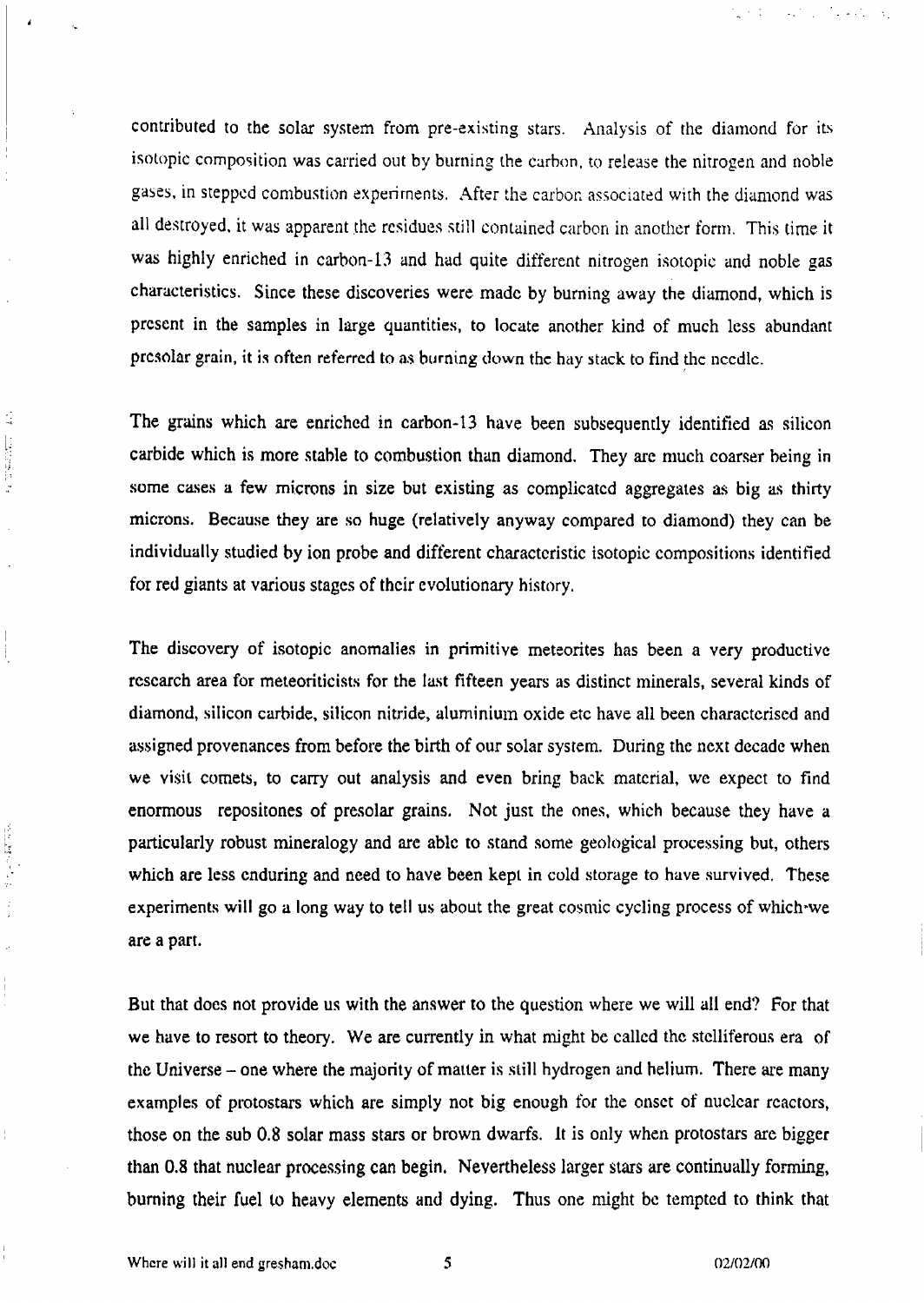contributed to the solar system from pre-existing stars. Analysis of the diamond for its isotopic composition was carried out by burning the carbon, to release the nitrogen and noble gases, in stepped combustion experiments. After the carbon associated with the diamond was all destroyed, it was apparent the residues still contained carbon in another form. This time it was highly enriched in carbon-13 and had quite different nitrogen isotopic and noble gas characteristics. Since these discoveries were made by burning away the diamond, which is present in the samples in large quantities, to locate another kind of much less abundant presolar grain, it is often referred to as burning down the hay stack to find the needle.

The grains which are enriched in carbon-13 have been subsequently identified as silicon carbide which is more stable to combustion than diamond. They are much coarser being in some cases a few microns in size but existing as complicated aggregates as big as thirty microns. Because they are so huge (relatively anyway compared to diamond) they can be individually studied by ion probe and different characteristic isotopic compositions identified for red giants at various stages of their evolutionary history.

The discovery of isotopic anomalies in primitive meteorites has been a very productive research area for meteoriticists for the last fifteen years as distinct minerals, several kinds of diamond, silicon carbide, silicon nitride, aluminium oxide etc have all been characterised and assigned provenances from before the birth of our solar system. During the next decade when we visit comets, to carry out analysis and even bring back material, we expect to find enormous repositones of presolar grains. Not just the ones, which because they have a particularly robust mineralogy and are able to stand some geological processing but, others which are less enduring and need to have been kept in cold storage to have survived. These experiments will go a long way to tell us about the great cosmic cycling process of which we are a part.

But that does not provide us with the answer to the question where we will all end? For that we have to resort to theory. We are currently in what might be called the stelliferous era of the Universe – one where the majority of matter is still hydrogen and helium. There are many examples of protostars which are simply not big enough for the onset of nuclear reactors, those on the sub 0.8 solar mass stars or brown dwarfs. It is only when protostars are bigger than 0.8 that nuclear processing can begin. Nevertheless larger stars are continually forming, burning their fuel to heavy elements and dying. Thus one might be tempted to think that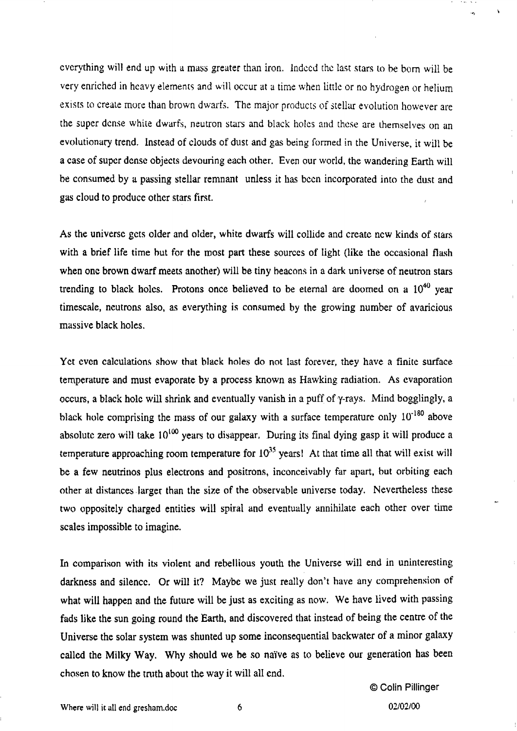everything will end up with a mass greater than iron. Indeed the last stars to be born will be very enriched in heavy elements and will occur at a time when little or no hydrogen or helium exists to create more than brown dwarfs. The major products of stellar evolution however are the super dense white dwarfs, neutron stars and black holes and these are themselves on an evolutionary trend. Instead of clouds of dust and gas being formed in the Universe, it will be a case of super dense objects devouring each other. Even our world, the wandering Earth will be consumed by a passing stellar remnant unless it has been incorporated into the dust and gas cloud to produce other stars first.

As the universe gets older and older, white dwarfs will collide and create new kinds of stars with a brief life time but for the most part these sources of light (like the occasional flash when one brown dwarf meets another) will be tiny beacons in a dark universe of neutron stars trending to black holes. Protons once believed to be eternal are doomed on a $10^{40}$ year timescale, neutrons also, as everything is consumed by the growing number of avaricious massive black holes.

Yet even calculations show that black holes do not last forever, they have a finite surface temperature and must evaporate by a process known as Hawking radiation. As evaporation occurs, a black hole will shrink and eventually vanish in a puff of $\gamma$-rays. Mind bogglingly, a black hole comprising the mass of our galaxy with a surface temperature only $10^{-180}$ above absolute zero will take $10^{100}$ years to disappear. During its final dying gasp it will produce a temperature approaching room temperature for $10^{35}$ years! At that time all that will exist will be a few neutrinos plus electrons and positrons, inconceivably far apart, but orbiting each other at distances larger than the size of the observable universe today. Nevertheless these two oppositely charged entities will spiral and eventually annihilate each other over time scales impossible to imagine.

In comparison with its violent and rebellious youth the Universe will end in uninteresting darkness and silence. Or will it? Maybe we just really don't have any comprehension of what will happen and the future will be just as exciting as now. We have lived with passing fads like the sun going round the Earth, and discovered that instead of being the centre of the Universe the solar system was shunted up some inconsequential backwater of a minor galaxy called the Milky Way. Why should we be so naïve as to believe our generation has been chosen to know the truth about the way it will all end.

© Colin Pillinger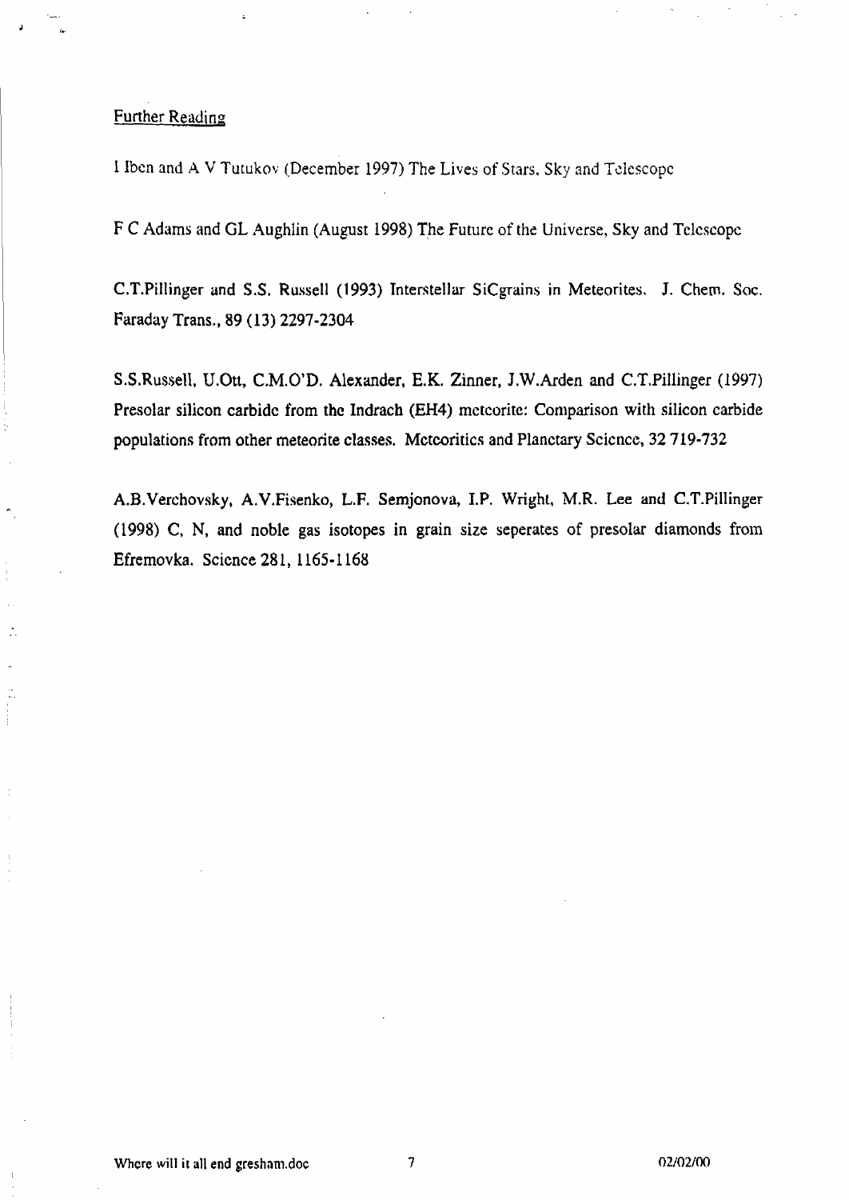## Further Reading

I Iben and A V Tutukov (December 1997) The Lives of Stars, Sky and Telescope

F C Adams and GL Aughlin (August 1998) The Future of the Universe, Sky and Telescope

C.T.Pillinger and S.S. Russell (1993) Interstellar SiCgrains in Meteorites. J. Chem. Soc. Faraday Trans., 89 (13) 2297-2304

S.S.Russell, U.Ott, C.M.O'D. Alexander, E.K. Zinner, J.W.Arden and C.T.Pillinger (1997) Presolar silicon carbide from the Indrach (EH4) meteorite: Comparison with silicon carbide populations from other meteorite classes. Meteoritics and Planetary Science, 32 719-732

A.B.Verchovsky, A.V.Fisenko, L.F. Semjonova, I.P. Wright, M.R. Lee and C.T.Pillinger (1998) C, N, and noble gas isotopes in grain size seperates of presolar diamonds from Efremovka. Science 281, 1165-1168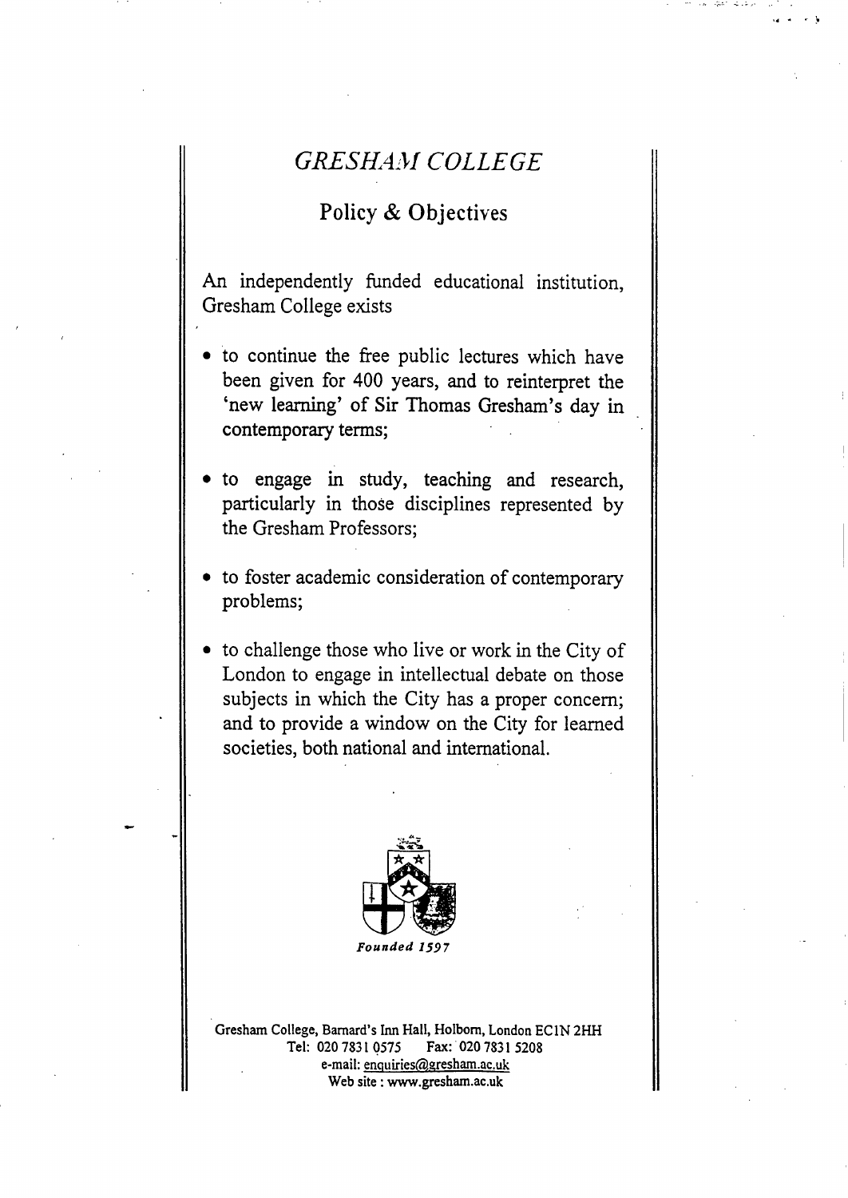# *GRESHAM COLLEGE*

## Policy & Objectives

An independently funded educational institution, Gresham College exists

- to continue the free public lectures which have been given for 400 years, and to reinterpret the 'new learning' of Sir Thomas Gresham's day in contemporary terms;
- to engage in study, teaching and research, particularly in those disciplines represented by the Gresham Professors;
- to foster academic consideration of contemporary problems;
- to challenge those who live or work in the City of London to engage in intellectual debate on those subjects in which the City has a proper concern; and to provide a window on the City for learned societies, both national and international.

*Founded 1597*

Gresham College, Barnard's Inn Hall, Holborn, London EC1N 2HH
Tel: 020 7831 0575 Fax: 020 7831 5208
e-mail: enquiries@gresham.ac.uk
Web site : www.gresham.ac.uk